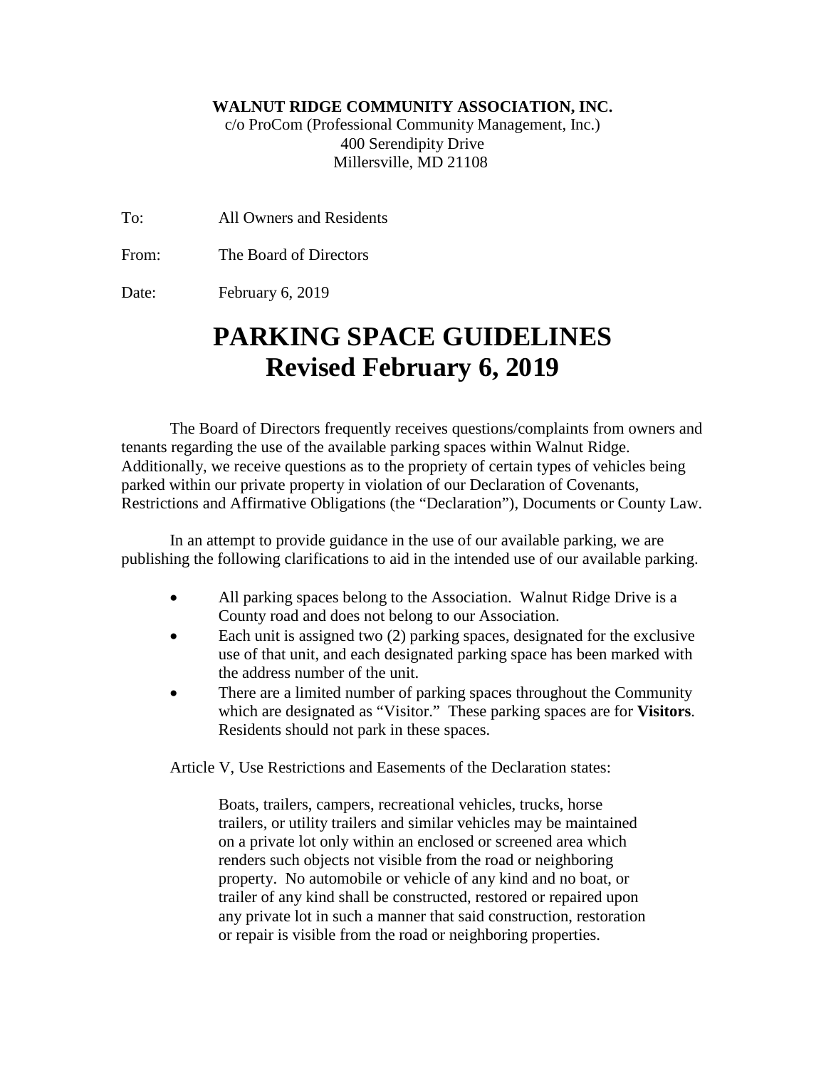**WALNUT RIDGE COMMUNITY ASSOCIATION, INC.**
c/o ProCom (Professional Community Management, Inc.)
400 Serendipity Drive
Millersville, MD 21108

To: All Owners and Residents

From: The Board of Directors

Date: February 6, 2019

# PARKING SPACE GUIDELINES
# Revised February 6, 2019

The Board of Directors frequently receives questions/complaints from owners and tenants regarding the use of the available parking spaces within Walnut Ridge. Additionally, we receive questions as to the propriety of certain types of vehicles being parked within our private property in violation of our Declaration of Covenants, Restrictions and Affirmative Obligations (the "Declaration"), Documents or County Law.

In an attempt to provide guidance in the use of our available parking, we are publishing the following clarifications to aid in the intended use of our available parking.

- All parking spaces belong to the Association. Walnut Ridge Drive is a County road and does not belong to our Association.
- Each unit is assigned two (2) parking spaces, designated for the exclusive use of that unit, and each designated parking space has been marked with the address number of the unit.
- There are a limited number of parking spaces throughout the Community which are designated as "Visitor." These parking spaces are for **Visitors**. Residents should not park in these spaces.

Article V, Use Restrictions and Easements of the Declaration states:

> Boats, trailers, campers, recreational vehicles, trucks, horse trailers, or utility trailers and similar vehicles may be maintained on a private lot only within an enclosed or screened area which renders such objects not visible from the road or neighboring property. No automobile or vehicle of any kind and no boat, or trailer of any kind shall be constructed, restored or repaired upon any private lot in such a manner that said construction, restoration or repair is visible from the road or neighboring properties.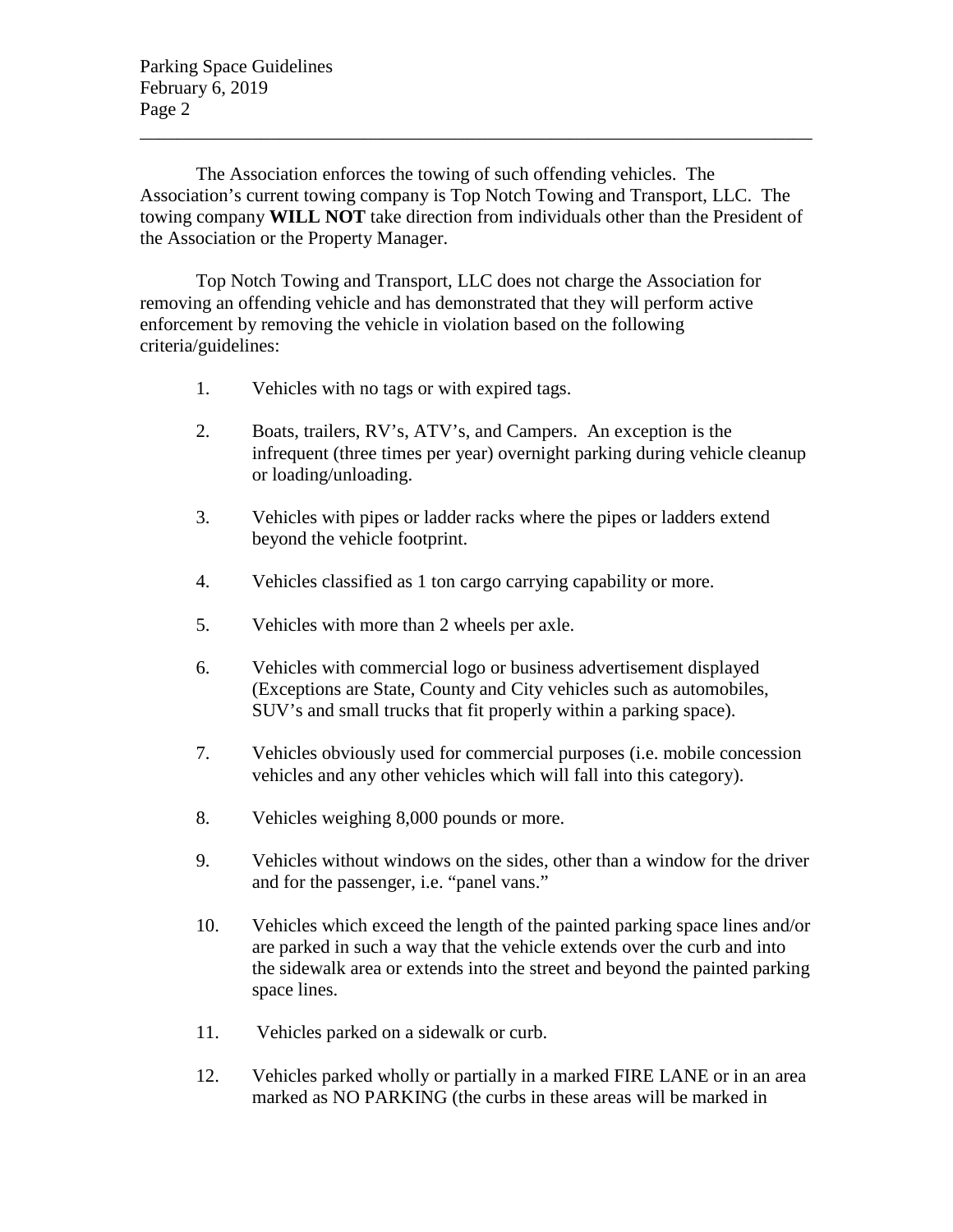The Association enforces the towing of such offending vehicles. The Association's current towing company is Top Notch Towing and Transport, LLC. The towing company **WILL NOT** take direction from individuals other than the President of the Association or the Property Manager.

Top Notch Towing and Transport, LLC does not charge the Association for removing an offending vehicle and has demonstrated that they will perform active enforcement by removing the vehicle in violation based on the following criteria/guidelines:

1. Vehicles with no tags or with expired tags.

2. Boats, trailers, RV's, ATV's, and Campers. An exception is the infrequent (three times per year) overnight parking during vehicle cleanup or loading/unloading.

3. Vehicles with pipes or ladder racks where the pipes or ladders extend beyond the vehicle footprint.

4. Vehicles classified as 1 ton cargo carrying capability or more.

5. Vehicles with more than 2 wheels per axle.

6. Vehicles with commercial logo or business advertisement displayed (Exceptions are State, County and City vehicles such as automobiles, SUV's and small trucks that fit properly within a parking space).

7. Vehicles obviously used for commercial purposes (i.e. mobile concession vehicles and any other vehicles which will fall into this category).

8. Vehicles weighing 8,000 pounds or more.

9. Vehicles without windows on the sides, other than a window for the driver and for the passenger, i.e. "panel vans."

10. Vehicles which exceed the length of the painted parking space lines and/or are parked in such a way that the vehicle extends over the curb and into the sidewalk area or extends into the street and beyond the painted parking space lines.

11. Vehicles parked on a sidewalk or curb.

12. Vehicles parked wholly or partially in a marked FIRE LANE or in an area marked as NO PARKING (the curbs in these areas will be marked in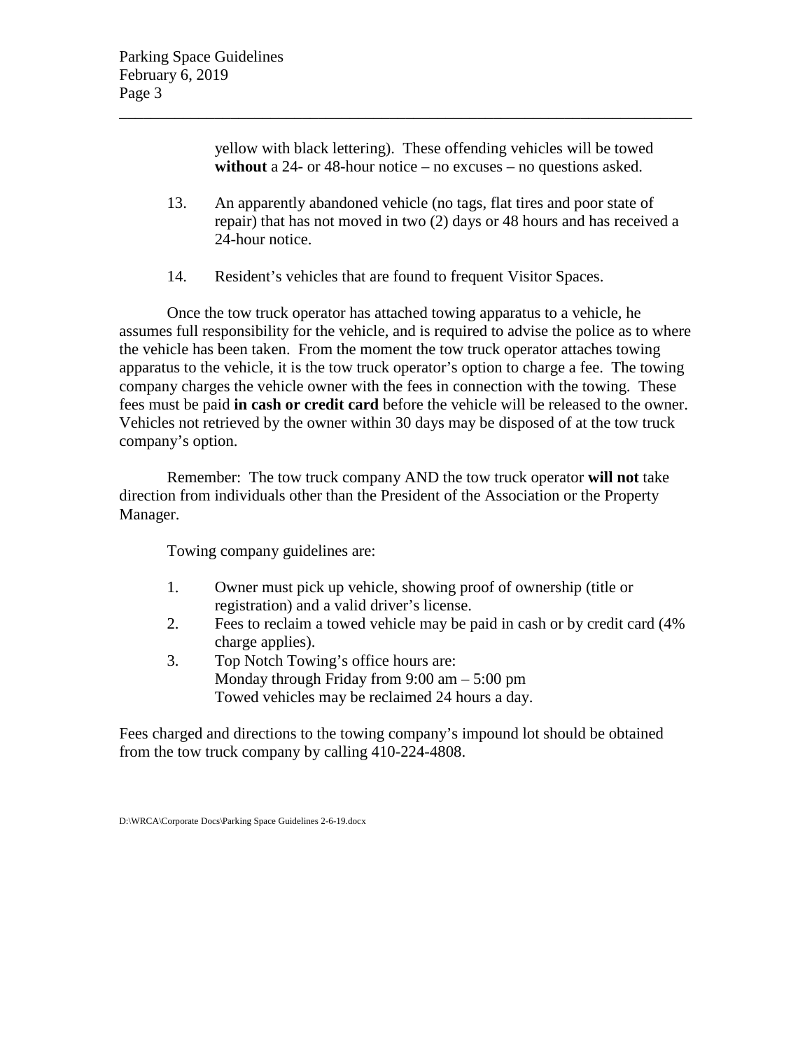yellow with black lettering). These offending vehicles will be towed **without** a 24- or 48-hour notice – no excuses – no questions asked.

13. An apparently abandoned vehicle (no tags, flat tires and poor state of repair) that has not moved in two (2) days or 48 hours and has received a 24-hour notice.

14. Resident's vehicles that are found to frequent Visitor Spaces.

Once the tow truck operator has attached towing apparatus to a vehicle, he assumes full responsibility for the vehicle, and is required to advise the police as to where the vehicle has been taken. From the moment the tow truck operator attaches towing apparatus to the vehicle, it is the tow truck operator's option to charge a fee. The towing company charges the vehicle owner with the fees in connection with the towing. These fees must be paid **in cash or credit card** before the vehicle will be released to the owner. Vehicles not retrieved by the owner within 30 days may be disposed of at the tow truck company's option.

Remember: The tow truck company AND the tow truck operator **will not** take direction from individuals other than the President of the Association or the Property Manager.

Towing company guidelines are:

1. Owner must pick up vehicle, showing proof of ownership (title or registration) and a valid driver's license.
2. Fees to reclaim a towed vehicle may be paid in cash or by credit card (4% charge applies).
3. Top Notch Towing's office hours are:
   Monday through Friday from 9:00 am – 5:00 pm
   Towed vehicles may be reclaimed 24 hours a day.

Fees charged and directions to the towing company's impound lot should be obtained from the tow truck company by calling 410-224-4808.

D:\WRCA\Corporate Docs\Parking Space Guidelines 2-6-19.docx